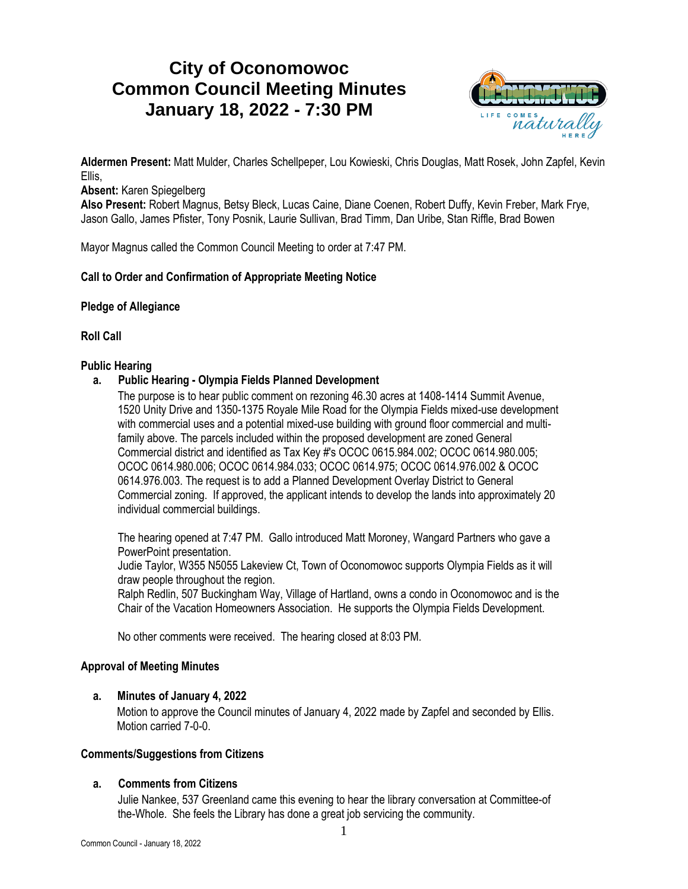# City of Oconomowoc
# Common Council Meeting Minutes
# January 18, 2022 - 7:30 PM

**Aldermen Present:** Matt Mulder, Charles Schellpeper, Lou Kowieski, Chris Douglas, Matt Rosek, John Zapfel, Kevin Ellis,

**Absent:** Karen Spiegelberg

**Also Present:** Robert Magnus, Betsy Bleck, Lucas Caine, Diane Coenen, Robert Duffy, Kevin Freber, Mark Frye, Jason Gallo, James Pfister, Tony Posnik, Laurie Sullivan, Brad Timm, Dan Uribe, Stan Riffle, Brad Bowen

Mayor Magnus called the Common Council Meeting to order at 7:47 PM.

**Call to Order and Confirmation of Appropriate Meeting Notice**

**Pledge of Allegiance**

**Roll Call**

**Public Hearing**

**a. Public Hearing - Olympia Fields Planned Development**

The purpose is to hear public comment on rezoning 46.30 acres at 1408-1414 Summit Avenue, 1520 Unity Drive and 1350-1375 Royale Mile Road for the Olympia Fields mixed-use development with commercial uses and a potential mixed-use building with ground floor commercial and multi-family above. The parcels included within the proposed development are zoned General Commercial district and identified as Tax Key #'s OCOC 0615.984.002; OCOC 0614.980.005; OCOC 0614.980.006; OCOC 0614.984.033; OCOC 0614.975; OCOC 0614.976.002 & OCOC 0614.976.003. The request is to add a Planned Development Overlay District to General Commercial zoning. If approved, the applicant intends to develop the lands into approximately 20 individual commercial buildings.

The hearing opened at 7:47 PM. Gallo introduced Matt Moroney, Wangard Partners who gave a PowerPoint presentation.

Judie Taylor, W355 N5055 Lakeview Ct, Town of Oconomowoc supports Olympia Fields as it will draw people throughout the region.

Ralph Redlin, 507 Buckingham Way, Village of Hartland, owns a condo in Oconomowoc and is the Chair of the Vacation Homeowners Association. He supports the Olympia Fields Development.

No other comments were received. The hearing closed at 8:03 PM.

**Approval of Meeting Minutes**

**a. Minutes of January 4, 2022**

Motion to approve the Council minutes of January 4, 2022 made by Zapfel and seconded by Ellis. Motion carried 7-0-0.

**Comments/Suggestions from Citizens**

**a. Comments from Citizens**

Julie Nankee, 537 Greenland came this evening to hear the library conversation at Committee-of the-Whole. She feels the Library has done a great job servicing the community.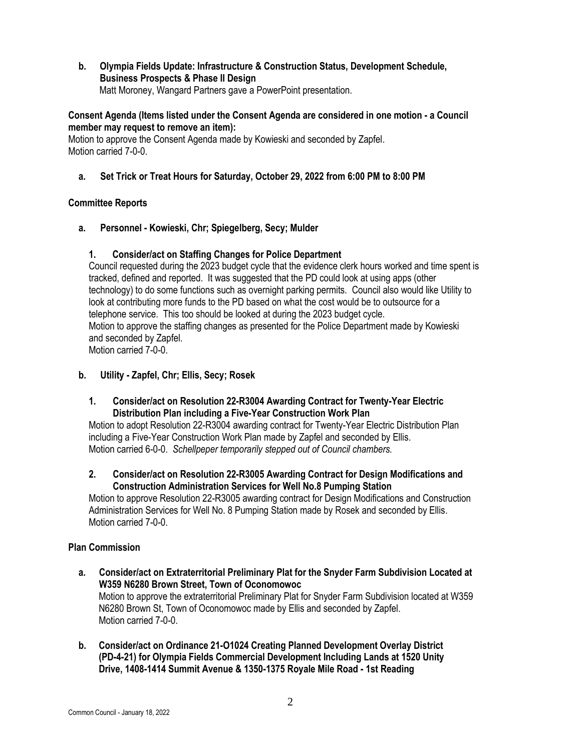**b. Olympia Fields Update: Infrastructure & Construction Status, Development Schedule, Business Prospects & Phase II Design**

Matt Moroney, Wangard Partners gave a PowerPoint presentation.

**Consent Agenda (Items listed under the Consent Agenda are considered in one motion - a Council member may request to remove an item):**

Motion to approve the Consent Agenda made by Kowieski and seconded by Zapfel.
Motion carried 7-0-0.

**a. Set Trick or Treat Hours for Saturday, October 29, 2022 from 6:00 PM to 8:00 PM**

**Committee Reports**

**a. Personnel - Kowieski, Chr; Spiegelberg, Secy; Mulder**

**1. Consider/act on Staffing Changes for Police Department**

Council requested during the 2023 budget cycle that the evidence clerk hours worked and time spent is tracked, defined and reported. It was suggested that the PD could look at using apps (other technology) to do some functions such as overnight parking permits. Council also would like Utility to look at contributing more funds to the PD based on what the cost would be to outsource for a telephone service. This too should be looked at during the 2023 budget cycle.
Motion to approve the staffing changes as presented for the Police Department made by Kowieski and seconded by Zapfel.
Motion carried 7-0-0.

**b. Utility - Zapfel, Chr; Ellis, Secy; Rosek**

**1. Consider/act on Resolution 22-R3004 Awarding Contract for Twenty-Year Electric Distribution Plan including a Five-Year Construction Work Plan**

Motion to adopt Resolution 22-R3004 awarding contract for Twenty-Year Electric Distribution Plan including a Five-Year Construction Work Plan made by Zapfel and seconded by Ellis.
Motion carried 6-0-0. *Schellpeper temporarily stepped out of Council chambers.*

**2. Consider/act on Resolution 22-R3005 Awarding Contract for Design Modifications and Construction Administration Services for Well No.8 Pumping Station**

Motion to approve Resolution 22-R3005 awarding contract for Design Modifications and Construction Administration Services for Well No. 8 Pumping Station made by Rosek and seconded by Ellis.
Motion carried 7-0-0.

**Plan Commission**

**a. Consider/act on Extraterritorial Preliminary Plat for the Snyder Farm Subdivision Located at W359 N6280 Brown Street, Town of Oconomowoc**

Motion to approve the extraterritorial Preliminary Plat for Snyder Farm Subdivision located at W359 N6280 Brown St, Town of Oconomowoc made by Ellis and seconded by Zapfel.
Motion carried 7-0-0.

**b. Consider/act on Ordinance 21-O1024 Creating Planned Development Overlay District (PD-4-21) for Olympia Fields Commercial Development Including Lands at 1520 Unity Drive, 1408-1414 Summit Avenue & 1350-1375 Royale Mile Road - 1st Reading**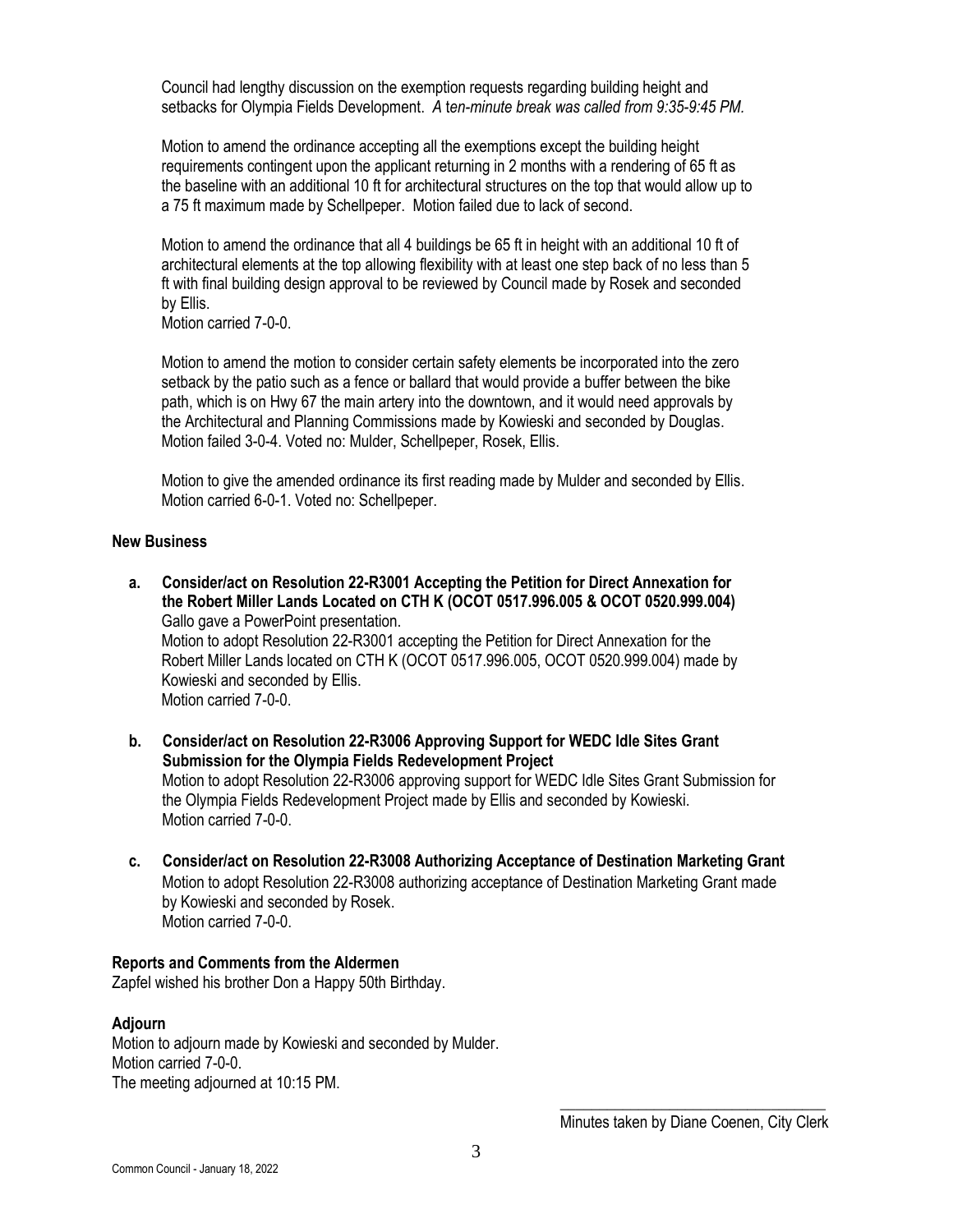Council had lengthy discussion on the exemption requests regarding building height and setbacks for Olympia Fields Development. *A ten-minute break was called from 9:35-9:45 PM.*

Motion to amend the ordinance accepting all the exemptions except the building height requirements contingent upon the applicant returning in 2 months with a rendering of 65 ft as the baseline with an additional 10 ft for architectural structures on the top that would allow up to a 75 ft maximum made by Schellpeper. Motion failed due to lack of second.

Motion to amend the ordinance that all 4 buildings be 65 ft in height with an additional 10 ft of architectural elements at the top allowing flexibility with at least one step back of no less than 5 ft with final building design approval to be reviewed by Council made by Rosek and seconded by Ellis.
Motion carried 7-0-0.

Motion to amend the motion to consider certain safety elements be incorporated into the zero setback by the patio such as a fence or ballard that would provide a buffer between the bike path, which is on Hwy 67 the main artery into the downtown, and it would need approvals by the Architectural and Planning Commissions made by Kowieski and seconded by Douglas.
Motion failed 3-0-4. Voted no: Mulder, Schellpeper, Rosek, Ellis.

Motion to give the amended ordinance its first reading made by Mulder and seconded by Ellis.
Motion carried 6-0-1. Voted no: Schellpeper.

**New Business**

a. **Consider/act on Resolution 22-R3001 Accepting the Petition for Direct Annexation for the Robert Miller Lands Located on CTH K (OCOT 0517.996.005 & OCOT 0520.999.004)**
Gallo gave a PowerPoint presentation.
Motion to adopt Resolution 22-R3001 accepting the Petition for Direct Annexation for the Robert Miller Lands located on CTH K (OCOT 0517.996.005, OCOT 0520.999.004) made by Kowieski and seconded by Ellis.
Motion carried 7-0-0.

b. **Consider/act on Resolution 22-R3006 Approving Support for WEDC Idle Sites Grant Submission for the Olympia Fields Redevelopment Project**
Motion to adopt Resolution 22-R3006 approving support for WEDC Idle Sites Grant Submission for the Olympia Fields Redevelopment Project made by Ellis and seconded by Kowieski.
Motion carried 7-0-0.

c. **Consider/act on Resolution 22-R3008 Authorizing Acceptance of Destination Marketing Grant**
Motion to adopt Resolution 22-R3008 authorizing acceptance of Destination Marketing Grant made by Kowieski and seconded by Rosek.
Motion carried 7-0-0.

**Reports and Comments from the Aldermen**
Zapfel wished his brother Don a Happy 50th Birthday.

**Adjourn**
Motion to adjourn made by Kowieski and seconded by Mulder.
Motion carried 7-0-0.
The meeting adjourned at 10:15 PM.

\_\_\_\_\_\_\_\_\_\_\_\_\_\_\_\_\_\_\_\_\_\_\_\_\_\_\_\_\_\_\_\_\_\_\_
Minutes taken by Diane Coenen, City Clerk